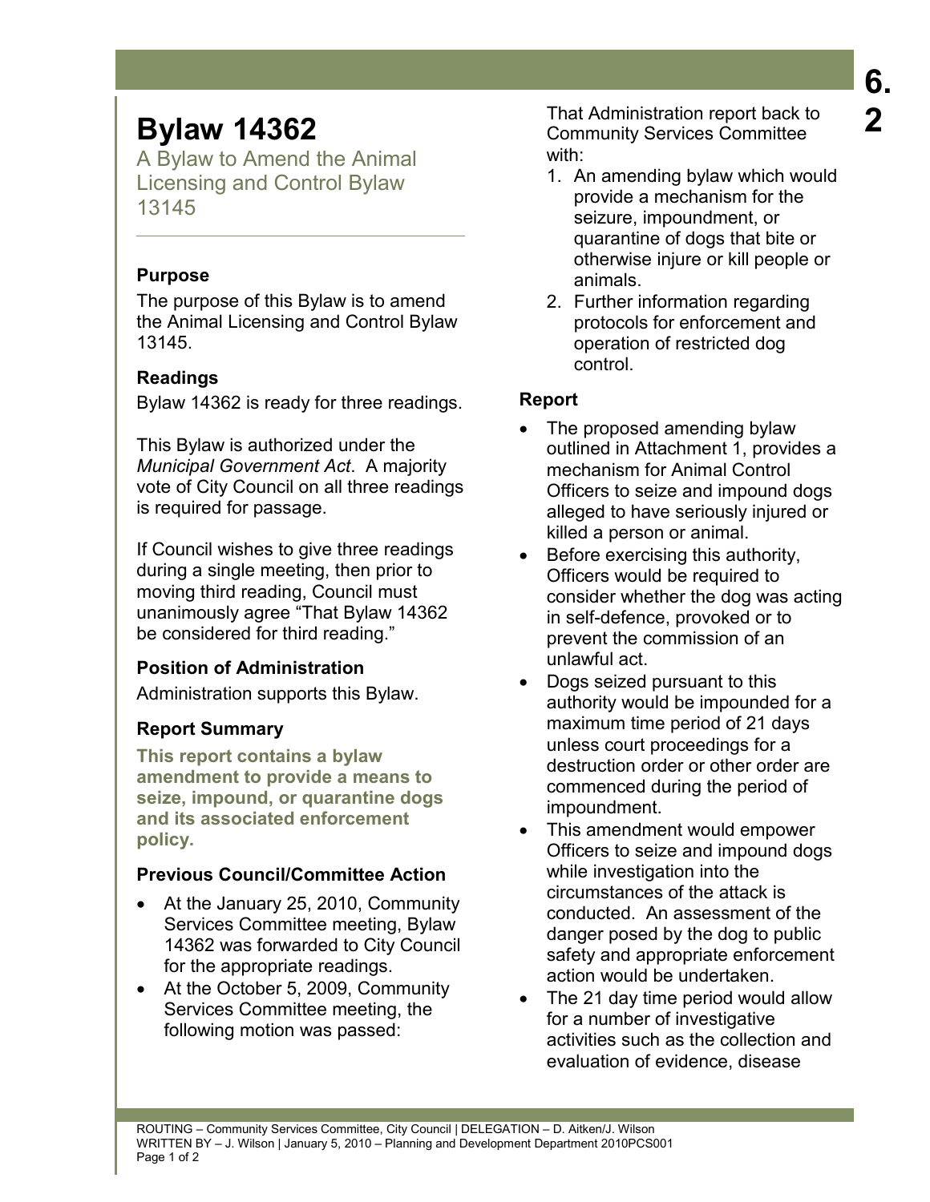# Bylaw 14362

A Bylaw to Amend the Animal Licensing and Control Bylaw 13145

### Purpose

The purpose of this Bylaw is to amend the Animal Licensing and Control Bylaw 13145.

### Readings

Bylaw 14362 is ready for three readings.

This Bylaw is authorized under the *Municipal Government Act*. A majority vote of City Council on all three readings is required for passage.

If Council wishes to give three readings during a single meeting, then prior to moving third reading, Council must unanimously agree "That Bylaw 14362 be considered for third reading."

### Position of Administration

Administration supports this Bylaw.

### Report Summary

**This report contains a bylaw amendment to provide a means to seize, impound, or quarantine dogs and its associated enforcement policy.**

### Previous Council/Committee Action

- At the January 25, 2010, Community Services Committee meeting, Bylaw 14362 was forwarded to City Council for the appropriate readings.
- At the October 5, 2009, Community Services Committee meeting, the following motion was passed:

That Administration report back to Community Services Committee with:

1. An amending bylaw which would provide a mechanism for the seizure, impoundment, or quarantine of dogs that bite or otherwise injure or kill people or animals.
2. Further information regarding protocols for enforcement and operation of restricted dog control.

### Report

- The proposed amending bylaw outlined in Attachment 1, provides a mechanism for Animal Control Officers to seize and impound dogs alleged to have seriously injured or killed a person or animal.
- Before exercising this authority, Officers would be required to consider whether the dog was acting in self-defence, provoked or to prevent the commission of an unlawful act.
- Dogs seized pursuant to this authority would be impounded for a maximum time period of 21 days unless court proceedings for a destruction order or other order are commenced during the period of impoundment.
- This amendment would empower Officers to seize and impound dogs while investigation into the circumstances of the attack is conducted. An assessment of the danger posed by the dog to public safety and appropriate enforcement action would be undertaken.
- The 21 day time period would allow for a number of investigative activities such as the collection and evaluation of evidence, disease

ROUTING – Community Services Committee, City Council | DELEGATION – D. Aitken/J. Wilson
WRITTEN BY – J. Wilson | January 5, 2010 – Planning and Development Department 2010PCS001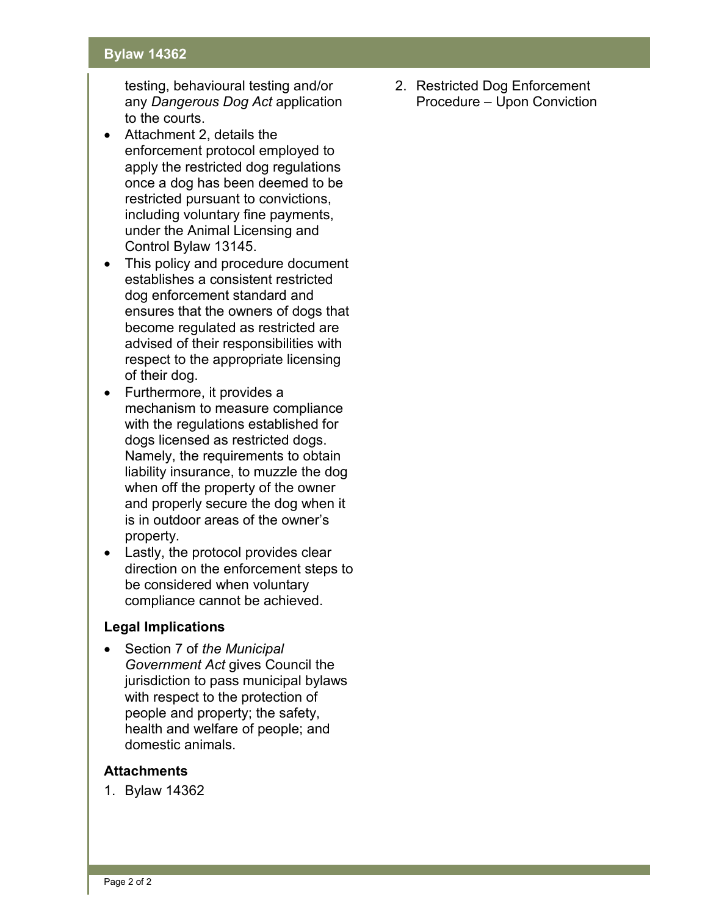testing, behavioural testing and/or any *Dangerous Dog Act* application to the courts.

- Attachment 2, details the enforcement protocol employed to apply the restricted dog regulations once a dog has been deemed to be restricted pursuant to convictions, including voluntary fine payments, under the Animal Licensing and Control Bylaw 13145.
- This policy and procedure document establishes a consistent restricted dog enforcement standard and ensures that the owners of dogs that become regulated as restricted are advised of their responsibilities with respect to the appropriate licensing of their dog.
- Furthermore, it provides a mechanism to measure compliance with the regulations established for dogs licensed as restricted dogs. Namely, the requirements to obtain liability insurance, to muzzle the dog when off the property of the owner and properly secure the dog when it is in outdoor areas of the owner's property.
- Lastly, the protocol provides clear direction on the enforcement steps to be considered when voluntary compliance cannot be achieved.

### Legal Implications

- Section 7 of *the Municipal Government Act* gives Council the jurisdiction to pass municipal bylaws with respect to the protection of people and property; the safety, health and welfare of people; and domestic animals.

### Attachments

1. Bylaw 14362
2. Restricted Dog Enforcement Procedure – Upon Conviction